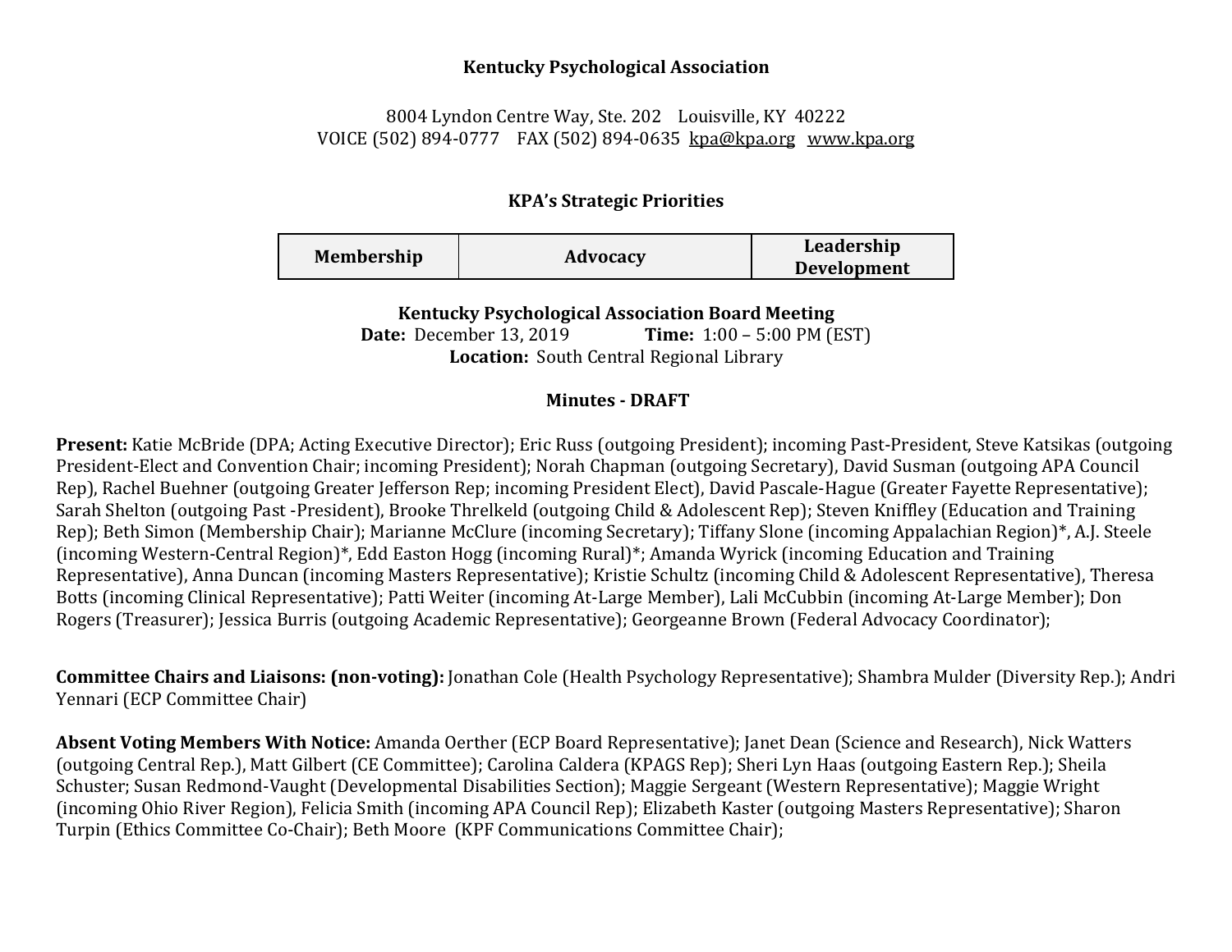**Kentucky Psychological Association**

8004 Lyndon Centre Way, Ste. 202 Louisville, KY 40222
VOICE (502) 894-0777 FAX (502) 894-0635 kpa@kpa.org www.kpa.org

**KPA's Strategic Priorities**

| | | |
|---|---|---|
| **Membership** | **Advocacy** | **Leadership Development** |

**Kentucky Psychological Association Board Meeting**
**Date:** December 13, 2019 **Time:** 1:00 – 5:00 PM (EST)
**Location:** South Central Regional Library

**Minutes - DRAFT**

**Present:** Katie McBride (DPA; Acting Executive Director); Eric Russ (outgoing President); incoming Past-President, Steve Katsikas (outgoing President-Elect and Convention Chair; incoming President); Norah Chapman (outgoing Secretary), David Susman (outgoing APA Council Rep), Rachel Buehner (outgoing Greater Jefferson Rep; incoming President Elect), David Pascale-Hague (Greater Fayette Representative); Sarah Shelton (outgoing Past -President), Brooke Threlkeld (outgoing Child & Adolescent Rep); Steven Kniffley (Education and Training Rep); Beth Simon (Membership Chair); Marianne McClure (incoming Secretary); Tiffany Slone (incoming Appalachian Region)*, A.J. Steele (incoming Western-Central Region)*, Edd Easton Hogg (incoming Rural)*; Amanda Wyrick (incoming Education and Training Representative), Anna Duncan (incoming Masters Representative); Kristie Schultz (incoming Child & Adolescent Representative), Theresa Botts (incoming Clinical Representative); Patti Weiter (incoming At-Large Member), Lali McCubbin (incoming At-Large Member); Don Rogers (Treasurer); Jessica Burris (outgoing Academic Representative); Georgeanne Brown (Federal Advocacy Coordinator);

**Committee Chairs and Liaisons: (non-voting):** Jonathan Cole (Health Psychology Representative); Shambra Mulder (Diversity Rep.); Andri Yennari (ECP Committee Chair)

**Absent Voting Members With Notice:** Amanda Oerther (ECP Board Representative); Janet Dean (Science and Research), Nick Watters (outgoing Central Rep.), Matt Gilbert (CE Committee); Carolina Caldera (KPAGS Rep); Sheri Lyn Haas (outgoing Eastern Rep.); Sheila Schuster; Susan Redmond-Vaught (Developmental Disabilities Section); Maggie Sergeant (Western Representative); Maggie Wright (incoming Ohio River Region), Felicia Smith (incoming APA Council Rep); Elizabeth Kaster (outgoing Masters Representative); Sharon Turpin (Ethics Committee Co-Chair); Beth Moore (KPF Communications Committee Chair);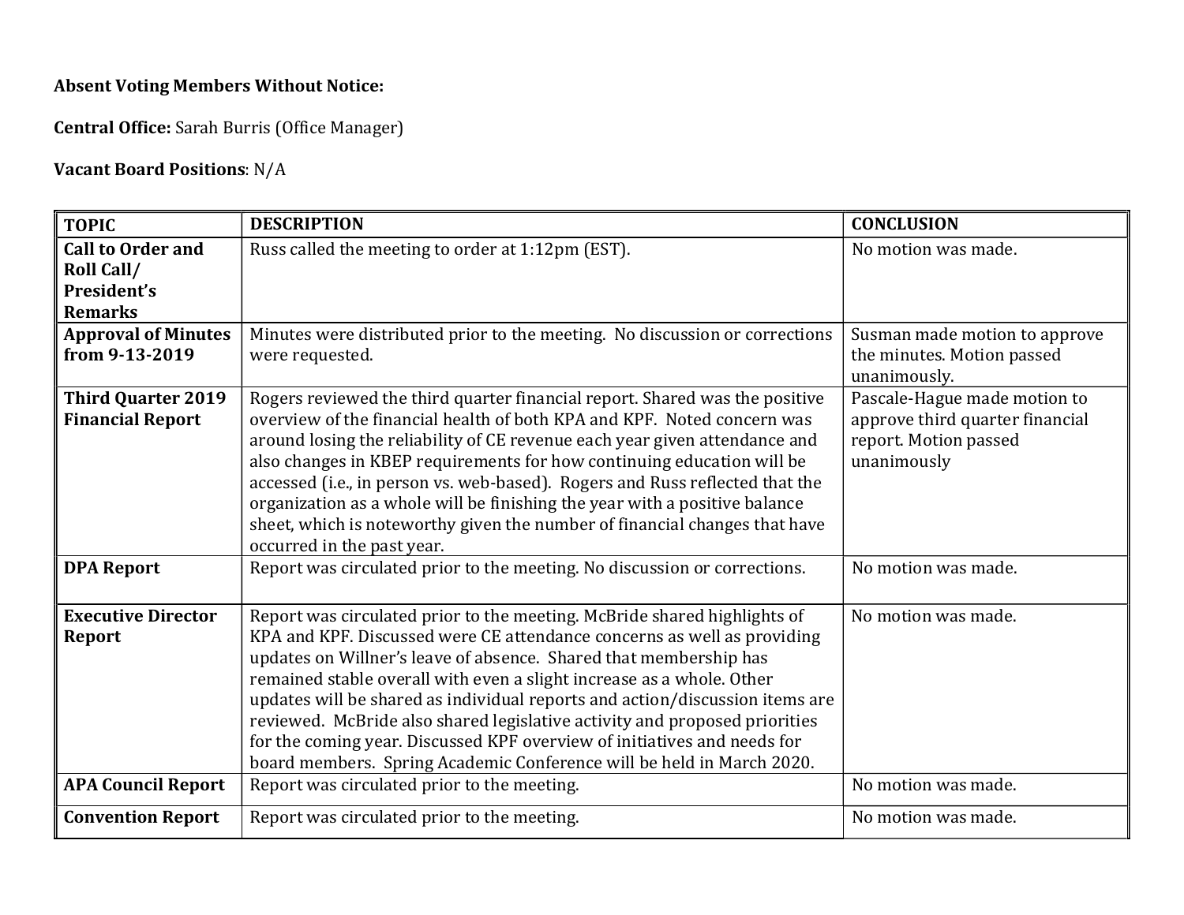**Absent Voting Members Without Notice:**

**Central Office:** Sarah Burris (Office Manager)

**Vacant Board Positions**: N/A

| TOPIC | DESCRIPTION | CONCLUSION |
|---|---|---|
| **Call to Order and Roll Call/ President's Remarks** | Russ called the meeting to order at 1:12pm (EST). | No motion was made. |
| **Approval of Minutes from 9-13-2019** | Minutes were distributed prior to the meeting. No discussion or corrections were requested. | Susman made motion to approve the minutes. Motion passed unanimously. |
| **Third Quarter 2019 Financial Report** | Rogers reviewed the third quarter financial report. Shared was the positive overview of the financial health of both KPA and KPF. Noted concern was around losing the reliability of CE revenue each year given attendance and also changes in KBEP requirements for how continuing education will be accessed (i.e., in person vs. web-based). Rogers and Russ reflected that the organization as a whole will be finishing the year with a positive balance sheet, which is noteworthy given the number of financial changes that have occurred in the past year. | Pascale-Hague made motion to approve third quarter financial report. Motion passed unanimously |
| **DPA Report** | Report was circulated prior to the meeting. No discussion or corrections. | No motion was made. |
| **Executive Director Report** | Report was circulated prior to the meeting. McBride shared highlights of KPA and KPF. Discussed were CE attendance concerns as well as providing updates on Willner's leave of absence. Shared that membership has remained stable overall with even a slight increase as a whole. Other updates will be shared as individual reports and action/discussion items are reviewed. McBride also shared legislative activity and proposed priorities for the coming year. Discussed KPF overview of initiatives and needs for board members. Spring Academic Conference will be held in March 2020. | No motion was made. |
| **APA Council Report** | Report was circulated prior to the meeting. | No motion was made. |
| **Convention Report** | Report was circulated prior to the meeting. | No motion was made. |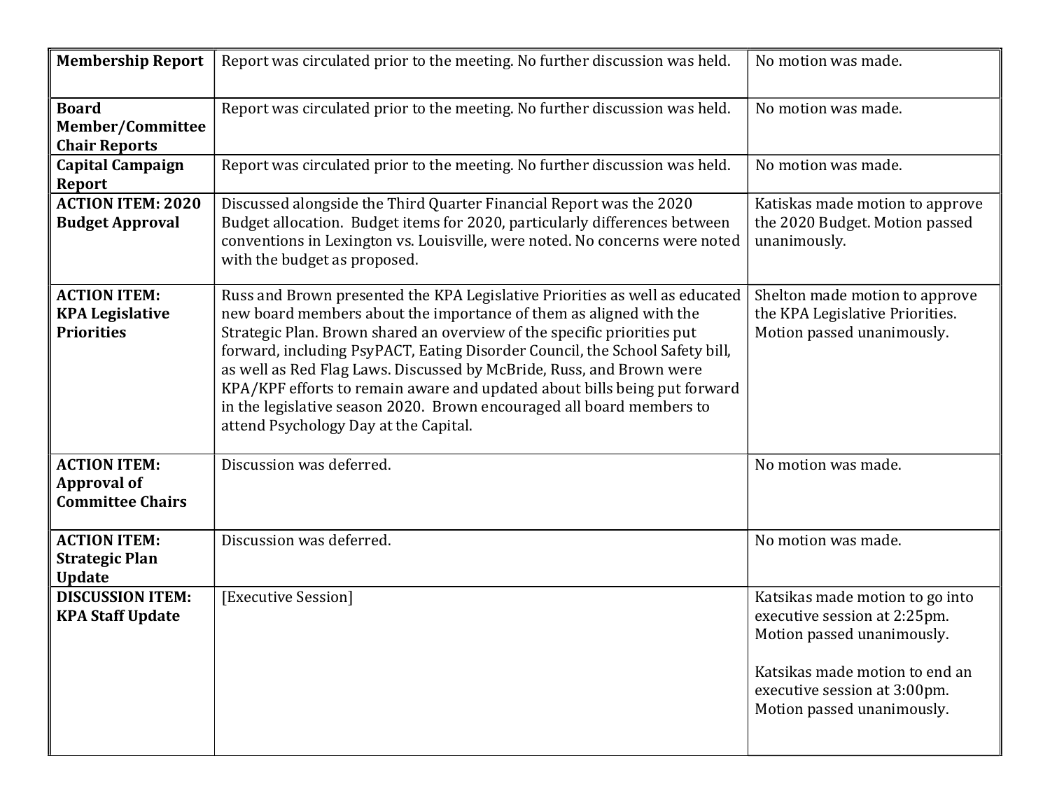| | | |
|---|---|---|
| **Membership Report** | Report was circulated prior to the meeting. No further discussion was held. | No motion was made. |
| **Board Member/Committee Chair Reports** | Report was circulated prior to the meeting. No further discussion was held. | No motion was made. |
| **Capital Campaign Report** | Report was circulated prior to the meeting. No further discussion was held. | No motion was made. |
| **ACTION ITEM: 2020 Budget Approval** | Discussed alongside the Third Quarter Financial Report was the 2020 Budget allocation. Budget items for 2020, particularly differences between conventions in Lexington vs. Louisville, were noted. No concerns were noted with the budget as proposed. | Katiskas made motion to approve the 2020 Budget. Motion passed unanimously. |
| **ACTION ITEM: KPA Legislative Priorities** | Russ and Brown presented the KPA Legislative Priorities as well as educated new board members about the importance of them as aligned with the Strategic Plan. Brown shared an overview of the specific priorities put forward, including PsyPACT, Eating Disorder Council, the School Safety bill, as well as Red Flag Laws. Discussed by McBride, Russ, and Brown were KPA/KPF efforts to remain aware and updated about bills being put forward in the legislative season 2020. Brown encouraged all board members to attend Psychology Day at the Capital. | Shelton made motion to approve the KPA Legislative Priorities. Motion passed unanimously. |
| **ACTION ITEM: Approval of Committee Chairs** | Discussion was deferred. | No motion was made. |
| **ACTION ITEM: Strategic Plan Update** | Discussion was deferred. | No motion was made. |
| **DISCUSSION ITEM: KPA Staff Update** | [Executive Session] | Katsikas made motion to go into executive session at 2:25pm. Motion passed unanimously.<br><br>Katsikas made motion to end an executive session at 3:00pm. Motion passed unanimously. |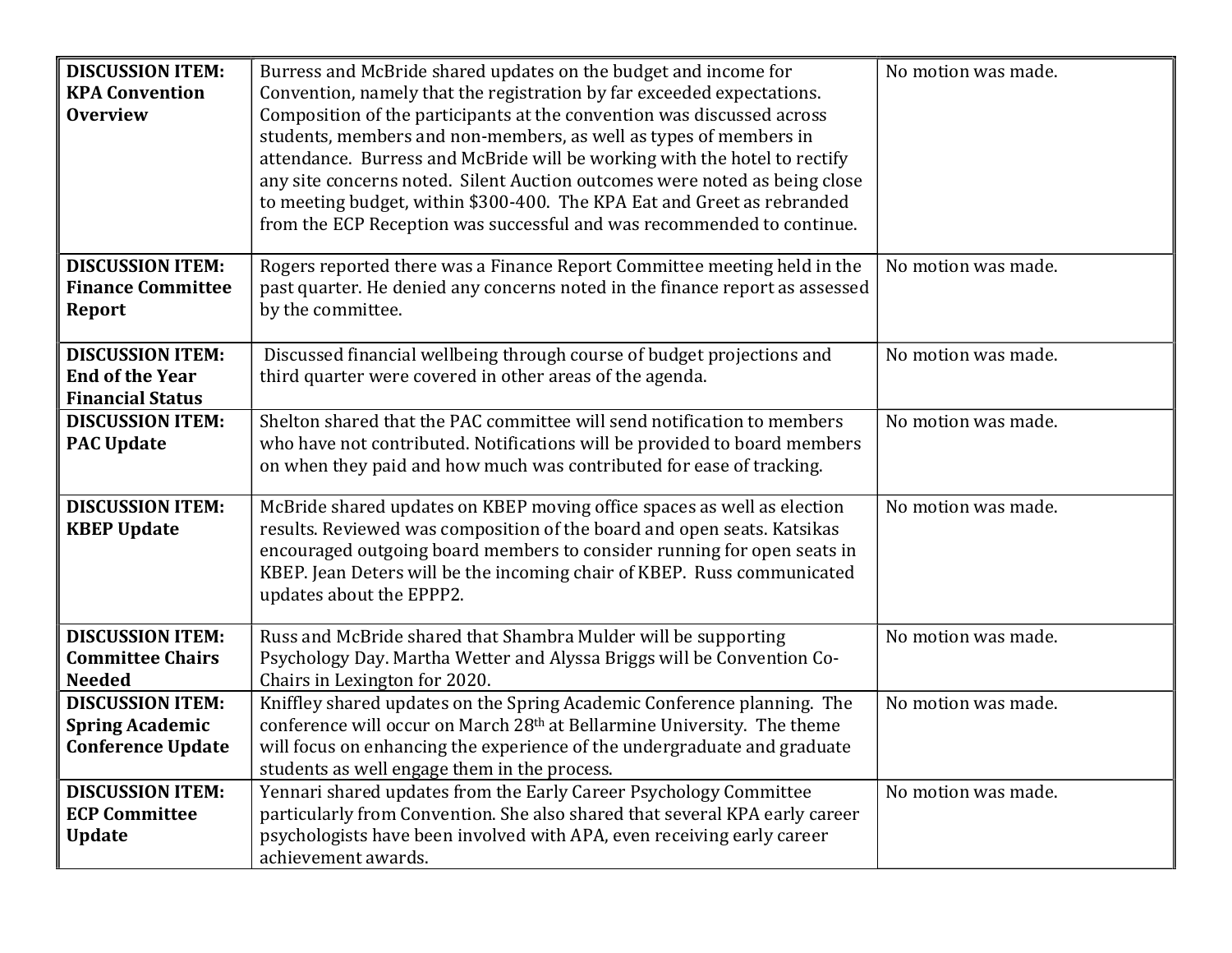| | | |
|---|---|---|
| **DISCUSSION ITEM: KPA Convention Overview** | Burress and McBride shared updates on the budget and income for Convention, namely that the registration by far exceeded expectations. Composition of the participants at the convention was discussed across students, members and non-members, as well as types of members in attendance. Burress and McBride will be working with the hotel to rectify any site concerns noted. Silent Auction outcomes were noted as being close to meeting budget, within \$300-400. The KPA Eat and Greet as rebranded from the ECP Reception was successful and was recommended to continue. | No motion was made. |
| **DISCUSSION ITEM: Finance Committee Report** | Rogers reported there was a Finance Report Committee meeting held in the past quarter. He denied any concerns noted in the finance report as assessed by the committee. | No motion was made. |
| **DISCUSSION ITEM: End of the Year Financial Status** | Discussed financial wellbeing through course of budget projections and third quarter were covered in other areas of the agenda. | No motion was made. |
| **DISCUSSION ITEM: PAC Update** | Shelton shared that the PAC committee will send notification to members who have not contributed. Notifications will be provided to board members on when they paid and how much was contributed for ease of tracking. | No motion was made. |
| **DISCUSSION ITEM: KBEP Update** | McBride shared updates on KBEP moving office spaces as well as election results. Reviewed was composition of the board and open seats. Katsikas encouraged outgoing board members to consider running for open seats in KBEP. Jean Deters will be the incoming chair of KBEP. Russ communicated updates about the EPPP2. | No motion was made. |
| **DISCUSSION ITEM: Committee Chairs Needed** | Russ and McBride shared that Shambra Mulder will be supporting Psychology Day. Martha Wetter and Alyssa Briggs will be Convention Co-Chairs in Lexington for 2020. | No motion was made. |
| **DISCUSSION ITEM: Spring Academic Conference Update** | Kniffley shared updates on the Spring Academic Conference planning. The conference will occur on March 28th at Bellarmine University. The theme will focus on enhancing the experience of the undergraduate and graduate students as well engage them in the process. | No motion was made. |
| **DISCUSSION ITEM: ECP Committee Update** | Yennari shared updates from the Early Career Psychology Committee particularly from Convention. She also shared that several KPA early career psychologists have been involved with APA, even receiving early career achievement awards. | No motion was made. |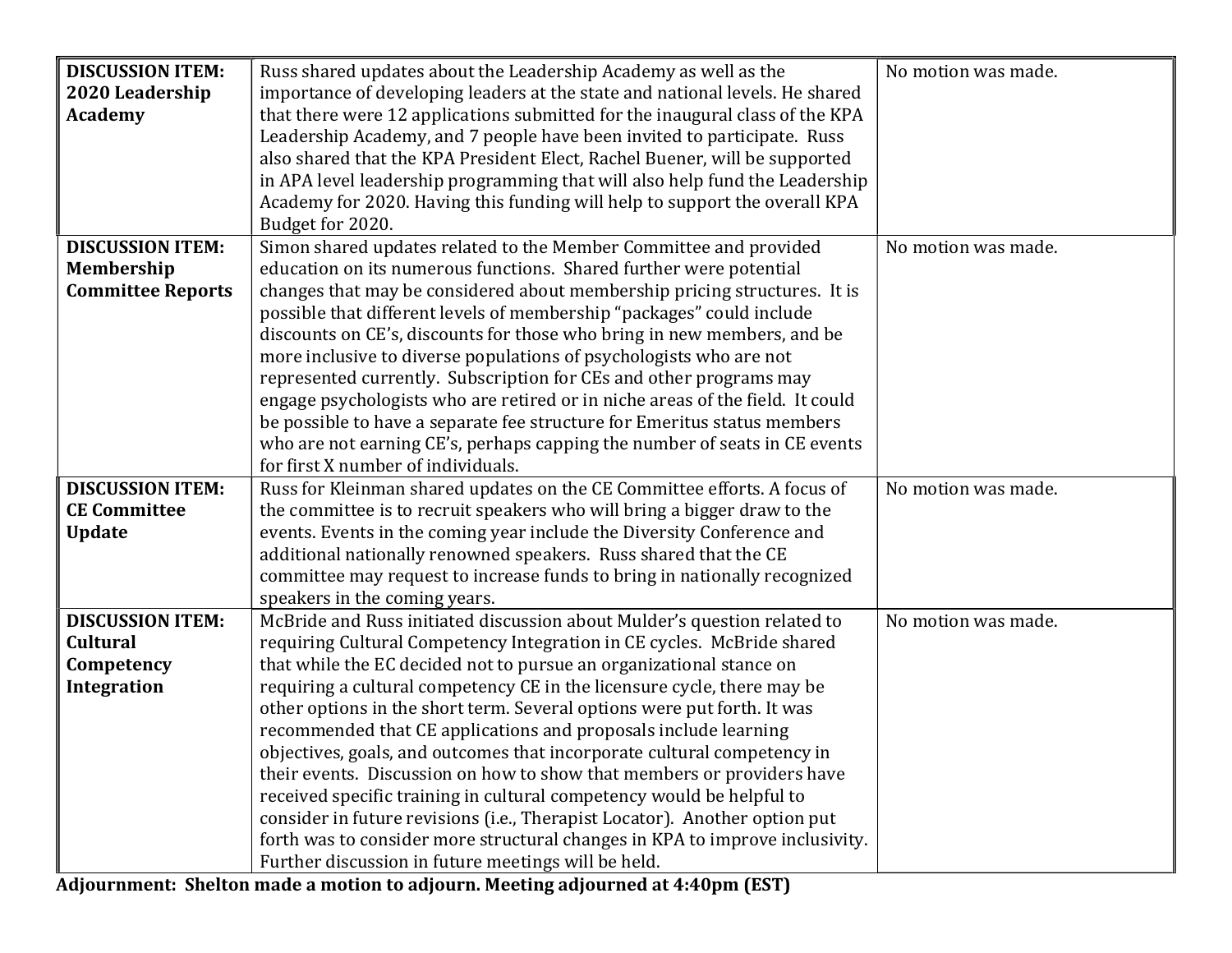| | | |
|---|---|---|
| **DISCUSSION ITEM: 2020 Leadership Academy** | Russ shared updates about the Leadership Academy as well as the importance of developing leaders at the state and national levels. He shared that there were 12 applications submitted for the inaugural class of the KPA Leadership Academy, and 7 people have been invited to participate. Russ also shared that the KPA President Elect, Rachel Buener, will be supported in APA level leadership programming that will also help fund the Leadership Academy for 2020. Having this funding will help to support the overall KPA Budget for 2020. | No motion was made. |
| **DISCUSSION ITEM: Membership Committee Reports** | Simon shared updates related to the Member Committee and provided education on its numerous functions. Shared further were potential changes that may be considered about membership pricing structures. It is possible that different levels of membership "packages" could include discounts on CE's, discounts for those who bring in new members, and be more inclusive to diverse populations of psychologists who are not represented currently. Subscription for CEs and other programs may engage psychologists who are retired or in niche areas of the field. It could be possible to have a separate fee structure for Emeritus status members who are not earning CE's, perhaps capping the number of seats in CE events for first X number of individuals. | No motion was made. |
| **DISCUSSION ITEM: CE Committee Update** | Russ for Kleinman shared updates on the CE Committee efforts. A focus of the committee is to recruit speakers who will bring a bigger draw to the events. Events in the coming year include the Diversity Conference and additional nationally renowned speakers. Russ shared that the CE committee may request to increase funds to bring in nationally recognized speakers in the coming years. | No motion was made. |
| **DISCUSSION ITEM: Cultural Competency Integration** | McBride and Russ initiated discussion about Mulder's question related to requiring Cultural Competency Integration in CE cycles. McBride shared that while the EC decided not to pursue an organizational stance on requiring a cultural competency CE in the licensure cycle, there may be other options in the short term. Several options were put forth. It was recommended that CE applications and proposals include learning objectives, goals, and outcomes that incorporate cultural competency in their events. Discussion on how to show that members or providers have received specific training in cultural competency would be helpful to consider in future revisions (i.e., Therapist Locator). Another option put forth was to consider more structural changes in KPA to improve inclusivity. Further discussion in future meetings will be held. | No motion was made. |

**Adjournment: Shelton made a motion to adjourn. Meeting adjourned at 4:40pm (EST)**